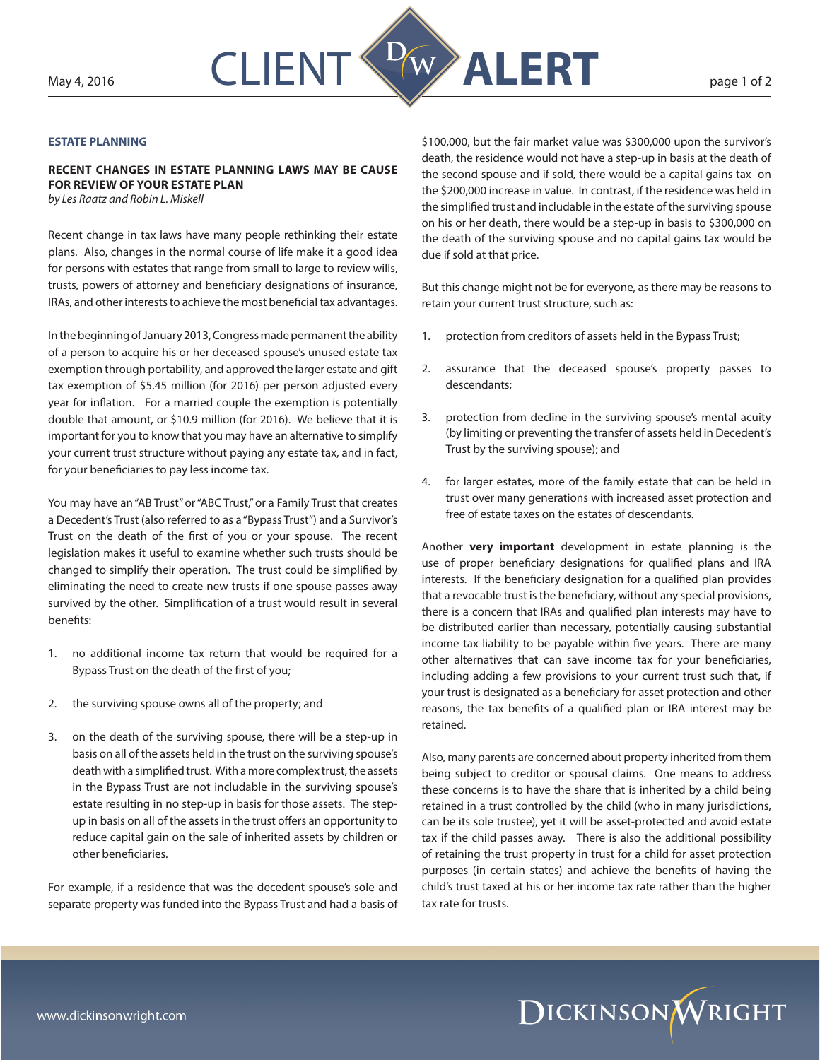**ESTATE PLANNING**

## RECENT CHANGES IN ESTATE PLANNING LAWS MAY BE CAUSE FOR REVIEW OF YOUR ESTATE PLAN

*by Les Raatz and Robin L. Miskell*

Recent change in tax laws have many people rethinking their estate plans. Also, changes in the normal course of life make it a good idea for persons with estates that range from small to large to review wills, trusts, powers of attorney and beneficiary designations of insurance, IRAs, and other interests to achieve the most beneficial tax advantages.

In the beginning of January 2013, Congress made permanent the ability of a person to acquire his or her deceased spouse's unused estate tax exemption through portability, and approved the larger estate and gift tax exemption of $5.45 million (for 2016) per person adjusted every year for inflation. For a married couple the exemption is potentially double that amount, or $10.9 million (for 2016). We believe that it is important for you to know that you may have an alternative to simplify your current trust structure without paying any estate tax, and in fact, for your beneficiaries to pay less income tax.

You may have an "AB Trust" or "ABC Trust," or a Family Trust that creates a Decedent's Trust (also referred to as a "Bypass Trust") and a Survivor's Trust on the death of the first of you or your spouse. The recent legislation makes it useful to examine whether such trusts should be changed to simplify their operation. The trust could be simplified by eliminating the need to create new trusts if one spouse passes away survived by the other. Simplification of a trust would result in several benefits:

1. no additional income tax return that would be required for a Bypass Trust on the death of the first of you;
2. the surviving spouse owns all of the property; and
3. on the death of the surviving spouse, there will be a step-up in basis on all of the assets held in the trust on the surviving spouse's death with a simplified trust. With a more complex trust, the assets in the Bypass Trust are not includable in the surviving spouse's estate resulting in no step-up in basis for those assets. The step-up in basis on all of the assets in the trust offers an opportunity to reduce capital gain on the sale of inherited assets by children or other beneficiaries.

For example, if a residence that was the decedent spouse's sole and separate property was funded into the Bypass Trust and had a basis of $100,000, but the fair market value was $300,000 upon the survivor's death, the residence would not have a step-up in basis at the death of the second spouse and if sold, there would be a capital gains tax on the $200,000 increase in value. In contrast, if the residence was held in the simplified trust and includable in the estate of the surviving spouse on his or her death, there would be a step-up in basis to $300,000 on the death of the surviving spouse and no capital gains tax would be due if sold at that price.

But this change might not be for everyone, as there may be reasons to retain your current trust structure, such as:

1. protection from creditors of assets held in the Bypass Trust;
2. assurance that the deceased spouse's property passes to descendants;
3. protection from decline in the surviving spouse's mental acuity (by limiting or preventing the transfer of assets held in Decedent's Trust by the surviving spouse); and
4. for larger estates, more of the family estate that can be held in trust over many generations with increased asset protection and free of estate taxes on the estates of descendants.

Another **very important** development in estate planning is the use of proper beneficiary designations for qualified plans and IRA interests. If the beneficiary designation for a qualified plan provides that a revocable trust is the beneficiary, without any special provisions, there is a concern that IRAs and qualified plan interests may have to be distributed earlier than necessary, potentially causing substantial income tax liability to be payable within five years. There are many other alternatives that can save income tax for your beneficiaries, including adding a few provisions to your current trust such that, if your trust is designated as a beneficiary for asset protection and other reasons, the tax benefits of a qualified plan or IRA interest may be retained.

Also, many parents are concerned about property inherited from them being subject to creditor or spousal claims. One means to address these concerns is to have the share that is inherited by a child being retained in a trust controlled by the child (who in many jurisdictions, can be its sole trustee), yet it will be asset-protected and avoid estate tax if the child passes away. There is also the additional possibility of retaining the trust property in trust for a child for asset protection purposes (in certain states) and achieve the benefits of having the child's trust taxed at his or her income tax rate rather than the higher tax rate for trusts.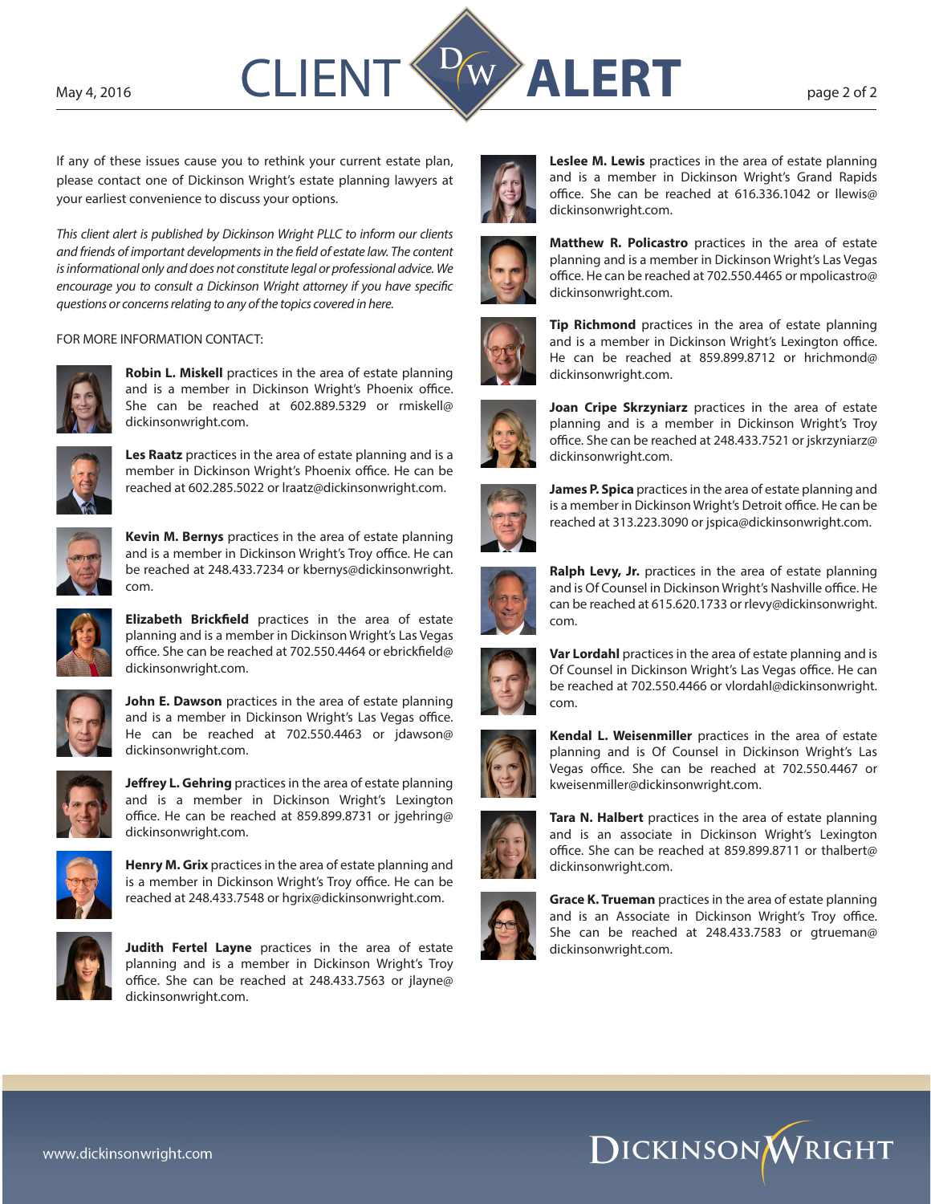If any of these issues cause you to rethink your current estate plan, please contact one of Dickinson Wright's estate planning lawyers at your earliest convenience to discuss your options.

*This client alert is published by Dickinson Wright PLLC to inform our clients and friends of important developments in the field of estate law. The content is informational only and does not constitute legal or professional advice. We encourage you to consult a Dickinson Wright attorney if you have specific questions or concerns relating to any of the topics covered in here.*

FOR MORE INFORMATION CONTACT:

**Robin L. Miskell** practices in the area of estate planning and is a member in Dickinson Wright's Phoenix office. She can be reached at 602.889.5329 or rmiskell@dickinsonwright.com.

**Les Raatz** practices in the area of estate planning and is a member in Dickinson Wright's Phoenix office. He can be reached at 602.285.5022 or lraatz@dickinsonwright.com.

**Kevin M. Bernys** practices in the area of estate planning and is a member in Dickinson Wright's Troy office. He can be reached at 248.433.7234 or kbernys@dickinsonwright.com.

**Elizabeth Brickfield** practices in the area of estate planning and is a member in Dickinson Wright's Las Vegas office. She can be reached at 702.550.4464 or ebrickfield@dickinsonwright.com.

**John E. Dawson** practices in the area of estate planning and is a member in Dickinson Wright's Las Vegas office. He can be reached at 702.550.4463 or jdawson@dickinsonwright.com.

**Jeffrey L. Gehring** practices in the area of estate planning and is a member in Dickinson Wright's Lexington office. He can be reached at 859.899.8731 or jgehring@dickinsonwright.com.

**Henry M. Grix** practices in the area of estate planning and is a member in Dickinson Wright's Troy office. He can be reached at 248.433.7548 or hgrix@dickinsonwright.com.

**Judith Fertel Layne** practices in the area of estate planning and is a member in Dickinson Wright's Troy office. She can be reached at 248.433.7563 or jlayne@dickinsonwright.com.

**Leslee M. Lewis** practices in the area of estate planning and is a member in Dickinson Wright's Grand Rapids office. She can be reached at 616.336.1042 or llewis@dickinsonwright.com.

**Matthew R. Policastro** practices in the area of estate planning and is a member in Dickinson Wright's Las Vegas office. He can be reached at 702.550.4465 or mpolicastro@dickinsonwright.com.

**Tip Richmond** practices in the area of estate planning and is a member in Dickinson Wright's Lexington office. He can be reached at 859.899.8712 or hrichmond@dickinsonwright.com.

**Joan Cripe Skrzyniarz** practices in the area of estate planning and is a member in Dickinson Wright's Troy office. She can be reached at 248.433.7521 or jskrzyniarz@dickinsonwright.com.

**James P. Spica** practices in the area of estate planning and is a member in Dickinson Wright's Detroit office. He can be reached at 313.223.3090 or jspica@dickinsonwright.com.

**Ralph Levy, Jr.** practices in the area of estate planning and is Of Counsel in Dickinson Wright's Nashville office. He can be reached at 615.620.1733 or rlevy@dickinsonwright.com.

**Var Lordahl** practices in the area of estate planning and is Of Counsel in Dickinson Wright's Las Vegas office. He can be reached at 702.550.4466 or vlordahl@dickinsonwright.com.

**Kendal L. Weisenmiller** practices in the area of estate planning and is Of Counsel in Dickinson Wright's Las Vegas office. She can be reached at 702.550.4467 or kweisenmiller@dickinsonwright.com.

**Tara N. Halbert** practices in the area of estate planning and is an associate in Dickinson Wright's Lexington office. She can be reached at 859.899.8711 or thalbert@dickinsonwright.com.

**Grace K. Trueman** practices in the area of estate planning and is an Associate in Dickinson Wright's Troy office. She can be reached at 248.433.7583 or gtrueman@dickinsonwright.com.